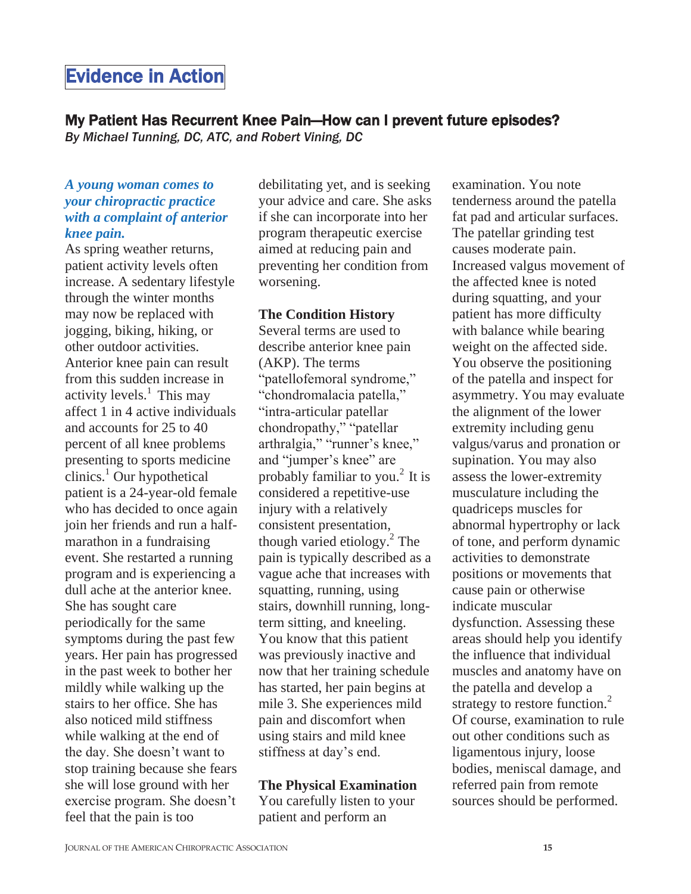# Evidence in Action

## My Patient Has Recurrent Knee Pain—How can I prevent future episodes?

*By Michael Tunning, DC, ATC, and Robert Vining, DC*

***A young woman comes to your chiropractic practice with a complaint of anterior knee pain.***

As spring weather returns, patient activity levels often increase. A sedentary lifestyle through the winter months may now be replaced with jogging, biking, hiking, or other outdoor activities. Anterior knee pain can result from this sudden increase in activity levels.[1] This may affect 1 in 4 active individuals and accounts for 25 to 40 percent of all knee problems presenting to sports medicine clinics.[1] Our hypothetical patient is a 24-year-old female who has decided to once again join her friends and run a half-marathon in a fundraising event. She restarted a running program and is experiencing a dull ache at the anterior knee. She has sought care periodically for the same symptoms during the past few years. Her pain has progressed in the past week to bother her mildly while walking up the stairs to her office. She has also noticed mild stiffness while walking at the end of the day. She doesn't want to stop training because she fears she will lose ground with her exercise program. She doesn't feel that the pain is too debilitating yet, and is seeking your advice and care. She asks if she can incorporate into her program therapeutic exercise aimed at reducing pain and preventing her condition from worsening.

### The Condition History

Several terms are used to describe anterior knee pain (AKP). The terms "patellofemoral syndrome," "chondromalacia patella," "intra-articular patellar chondropathy," "patellar arthralgia," "runner's knee," and "jumper's knee" are probably familiar to you.[2] It is considered a repetitive-use injury with a relatively consistent presentation, though varied etiology.[2] The pain is typically described as a vague ache that increases with squatting, running, using stairs, downhill running, long-term sitting, and kneeling. You know that this patient was previously inactive and now that her training schedule has started, her pain begins at mile 3. She experiences mild pain and discomfort when using stairs and mild knee stiffness at day's end.

### The Physical Examination

You carefully listen to your patient and perform an examination. You note tenderness around the patella fat pad and articular surfaces. The patellar grinding test causes moderate pain. Increased valgus movement of the affected knee is noted during squatting, and your patient has more difficulty with balance while bearing weight on the affected side. You observe the positioning of the patella and inspect for asymmetry. You may evaluate the alignment of the lower extremity including genu valgus/varus and pronation or supination. You may also assess the lower-extremity musculature including the quadriceps muscles for abnormal hypertrophy or lack of tone, and perform dynamic activities to demonstrate positions or movements that cause pain or otherwise indicate muscular dysfunction. Assessing these areas should help you identify the influence that individual muscles and anatomy have on the patella and develop a strategy to restore function.[2] Of course, examination to rule out other conditions such as ligamentous injury, loose bodies, meniscal damage, and referred pain from remote sources should be performed.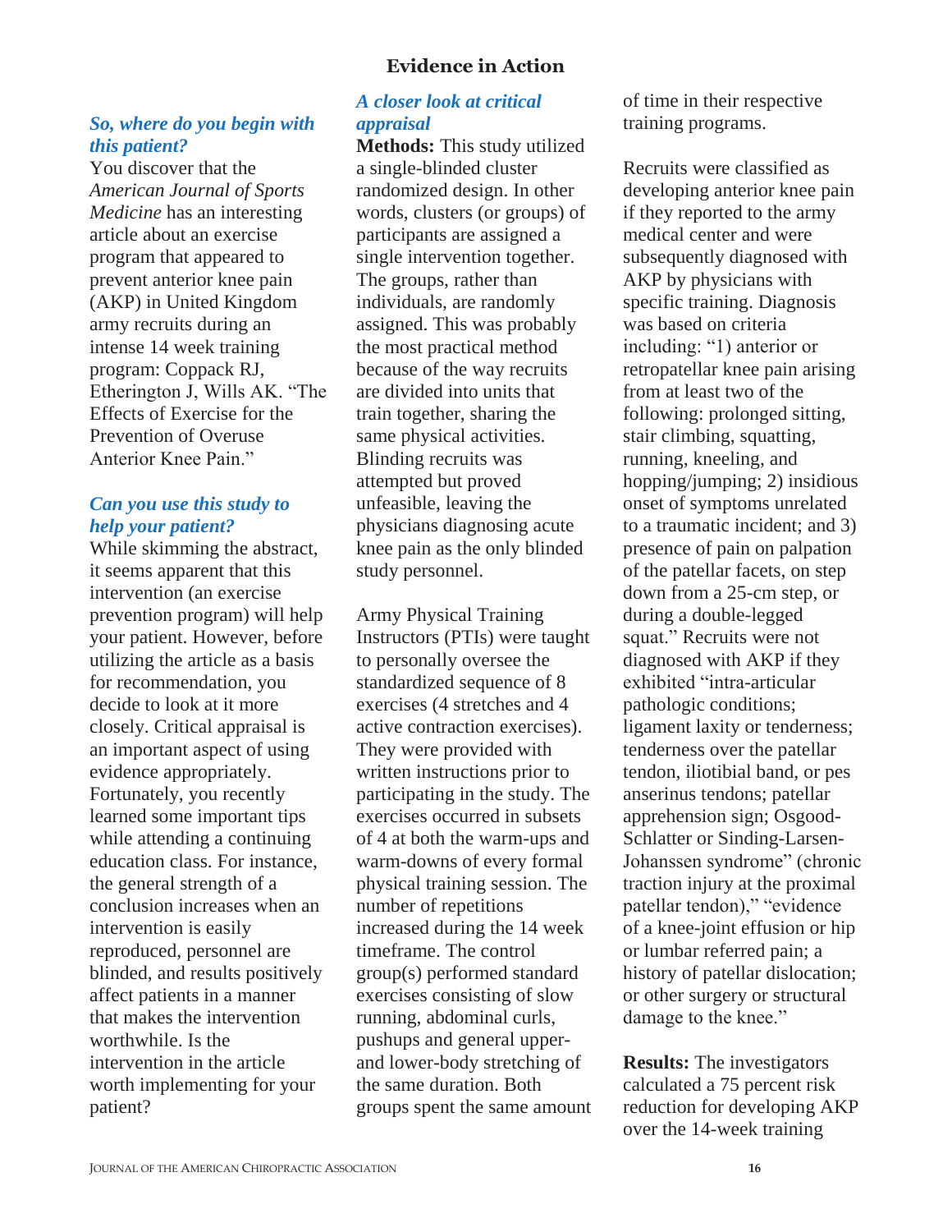## Evidence in Action

### *So, where do you begin with this patient?*

You discover that the *American Journal of Sports Medicine* has an interesting article about an exercise program that appeared to prevent anterior knee pain (AKP) in United Kingdom army recruits during an intense 14 week training program: Coppack RJ, Etherington J, Wills AK. "The Effects of Exercise for the Prevention of Overuse Anterior Knee Pain."

### *Can you use this study to help your patient?*

While skimming the abstract, it seems apparent that this intervention (an exercise prevention program) will help your patient. However, before utilizing the article as a basis for recommendation, you decide to look at it more closely. Critical appraisal is an important aspect of using evidence appropriately. Fortunately, you recently learned some important tips while attending a continuing education class. For instance, the general strength of a conclusion increases when an intervention is easily reproduced, personnel are blinded, and results positively affect patients in a manner that makes the intervention worthwhile. Is the intervention in the article worth implementing for your patient?

### *A closer look at critical appraisal*

**Methods:** This study utilized a single-blinded cluster randomized design. In other words, clusters (or groups) of participants are assigned a single intervention together. The groups, rather than individuals, are randomly assigned. This was probably the most practical method because of the way recruits are divided into units that train together, sharing the same physical activities. Blinding recruits was attempted but proved unfeasible, leaving the physicians diagnosing acute knee pain as the only blinded study personnel.

Army Physical Training Instructors (PTIs) were taught to personally oversee the standardized sequence of 8 exercises (4 stretches and 4 active contraction exercises). They were provided with written instructions prior to participating in the study. The exercises occurred in subsets of 4 at both the warm-ups and warm-downs of every formal physical training session. The number of repetitions increased during the 14 week timeframe. The control group(s) performed standard exercises consisting of slow running, abdominal curls, pushups and general upper- and lower-body stretching of the same duration. Both groups spent the same amount of time in their respective training programs.

Recruits were classified as developing anterior knee pain if they reported to the army medical center and were subsequently diagnosed with AKP by physicians with specific training. Diagnosis was based on criteria including: "1) anterior or retropatellar knee pain arising from at least two of the following: prolonged sitting, stair climbing, squatting, running, kneeling, and hopping/jumping; 2) insidious onset of symptoms unrelated to a traumatic incident; and 3) presence of pain on palpation of the patellar facets, on step down from a 25-cm step, or during a double-legged squat." Recruits were not diagnosed with AKP if they exhibited "intra-articular pathologic conditions; ligament laxity or tenderness; tenderness over the patellar tendon, iliotibial band, or pes anserinus tendons; patellar apprehension sign; Osgood-Schlatter or Sinding-Larsen-Johanssen syndrome" (chronic traction injury at the proximal patellar tendon)," "evidence of a knee-joint effusion or hip or lumbar referred pain; a history of patellar dislocation; or other surgery or structural damage to the knee."

**Results:** The investigators calculated a 75 percent risk reduction for developing AKP over the 14-week training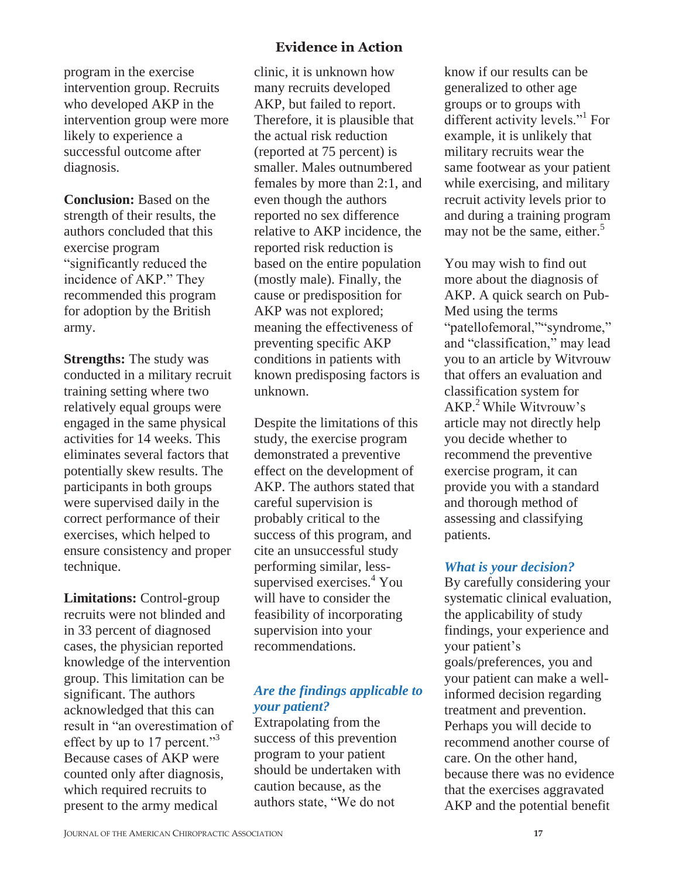program in the exercise intervention group. Recruits who developed AKP in the intervention group were more likely to experience a successful outcome after diagnosis.

**Conclusion:** Based on the strength of their results, the authors concluded that this exercise program "significantly reduced the incidence of AKP." They recommended this program for adoption by the British army.

**Strengths:** The study was conducted in a military recruit training setting where two relatively equal groups were engaged in the same physical activities for 14 weeks. This eliminates several factors that potentially skew results. The participants in both groups were supervised daily in the correct performance of their exercises, which helped to ensure consistency and proper technique.

**Limitations:** Control-group recruits were not blinded and in 33 percent of diagnosed cases, the physician reported knowledge of the intervention group. This limitation can be significant. The authors acknowledged that this can result in "an overestimation of effect by up to 17 percent."[3] Because cases of AKP were counted only after diagnosis, which required recruits to present to the army medical clinic, it is unknown how many recruits developed AKP, but failed to report. Therefore, it is plausible that the actual risk reduction (reported at 75 percent) is smaller. Males outnumbered females by more than 2:1, and even though the authors reported no sex difference relative to AKP incidence, the reported risk reduction is based on the entire population (mostly male). Finally, the cause or predisposition for AKP was not explored; meaning the effectiveness of preventing specific AKP conditions in patients with known predisposing factors is unknown.

Despite the limitations of this study, the exercise program demonstrated a preventive effect on the development of AKP. The authors stated that careful supervision is probably critical to the success of this program, and cite an unsuccessful study performing similar, less-supervised exercises.[4] You will have to consider the feasibility of incorporating supervision into your recommendations.

### *Are the findings applicable to your patient?*

Extrapolating from the success of this prevention program to your patient should be undertaken with caution because, as the authors state, "We do not know if our results can be generalized to other age groups or to groups with different activity levels."[1] For example, it is unlikely that military recruits wear the same footwear as your patient while exercising, and military recruit activity levels prior to and during a training program may not be the same, either.[5]

You may wish to find out more about the diagnosis of AKP. A quick search on Pub-Med using the terms "patellofemoral,""syndrome," and "classification," may lead you to an article by Witvrouw that offers an evaluation and classification system for AKP.[2] While Witvrouw's article may not directly help you decide whether to recommend the preventive exercise program, it can provide you with a standard and thorough method of assessing and classifying patients.

### *What is your decision?*

By carefully considering your systematic clinical evaluation, the applicability of study findings, your experience and your patient's goals/preferences, you and your patient can make a well-informed decision regarding treatment and prevention. Perhaps you will decide to recommend another course of care. On the other hand, because there was no evidence that the exercises aggravated AKP and the potential benefit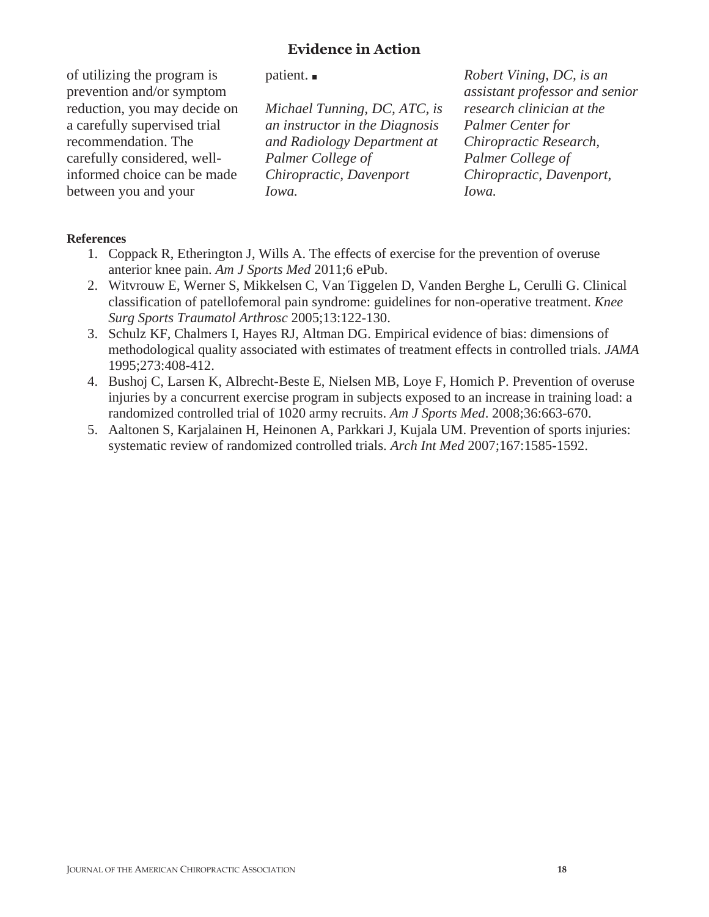of utilizing the program is prevention and/or symptom reduction, you may decide on a carefully supervised trial recommendation. The carefully considered, well-informed choice can be made between you and your patient. ■

*Michael Tunning, DC, ATC, is an instructor in the Diagnosis and Radiology Department at Palmer College of Chiropractic, Davenport Iowa.*

*Robert Vining, DC, is an assistant professor and senior research clinician at the Palmer Center for Chiropractic Research, Palmer College of Chiropractic, Davenport, Iowa.*

**References**

1. Coppack R, Etherington J, Wills A. The effects of exercise for the prevention of overuse anterior knee pain. *Am J Sports Med* 2011;6 ePub.
2. Witvrouw E, Werner S, Mikkelsen C, Van Tiggelen D, Vanden Berghe L, Cerulli G. Clinical classification of patellofemoral pain syndrome: guidelines for non-operative treatment. *Knee Surg Sports Traumatol Arthrosc* 2005;13:122-130.
3. Schulz KF, Chalmers I, Hayes RJ, Altman DG. Empirical evidence of bias: dimensions of methodological quality associated with estimates of treatment effects in controlled trials. *JAMA* 1995;273:408-412.
4. Bushoj C, Larsen K, Albrecht-Beste E, Nielsen MB, Loye F, Homich P. Prevention of overuse injuries by a concurrent exercise program in subjects exposed to an increase in training load: a randomized controlled trial of 1020 army recruits. *Am J Sports Med*. 2008;36:663-670.
5. Aaltonen S, Karjalainen H, Heinonen A, Parkkari J, Kujala UM. Prevention of sports injuries: systematic review of randomized controlled trials. *Arch Int Med* 2007;167:1585-1592.